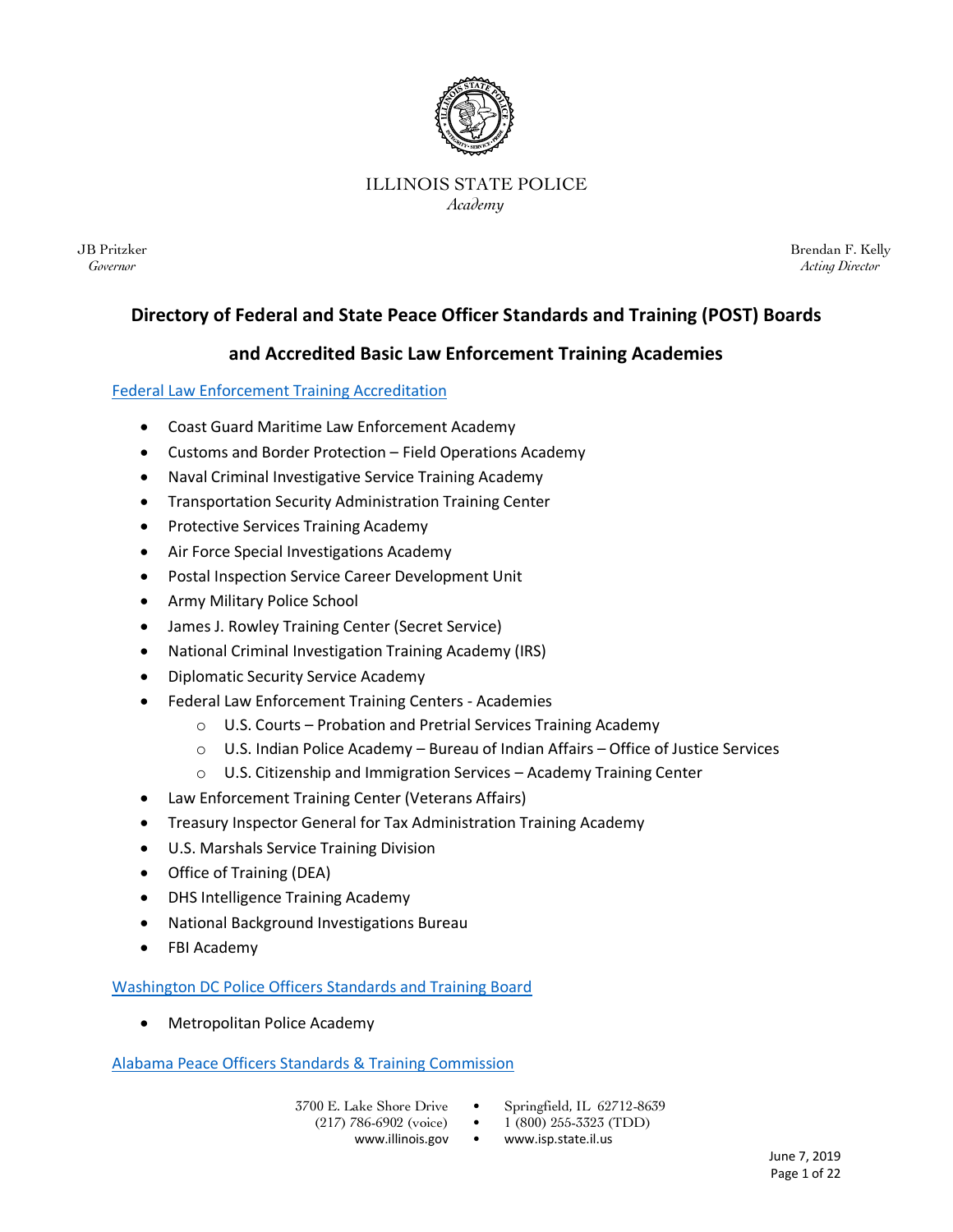ILLINOIS STATE POLICE
*Academy*

JB Pritzker
*Governor*

Brendan F. Kelly
*Acting Director*

# Directory of Federal and State Peace Officer Standards and Training (POST) Boards and Accredited Basic Law Enforcement Training Academies

Federal Law Enforcement Training Accreditation

- Coast Guard Maritime Law Enforcement Academy
- Customs and Border Protection – Field Operations Academy
- Naval Criminal Investigative Service Training Academy
- Transportation Security Administration Training Center
- Protective Services Training Academy
- Air Force Special Investigations Academy
- Postal Inspection Service Career Development Unit
- Army Military Police School
- James J. Rowley Training Center (Secret Service)
- National Criminal Investigation Training Academy (IRS)
- Diplomatic Security Service Academy
- Federal Law Enforcement Training Centers - Academies
  - U.S. Courts – Probation and Pretrial Services Training Academy
  - U.S. Indian Police Academy – Bureau of Indian Affairs – Office of Justice Services
  - U.S. Citizenship and Immigration Services – Academy Training Center
- Law Enforcement Training Center (Veterans Affairs)
- Treasury Inspector General for Tax Administration Training Academy
- U.S. Marshals Service Training Division
- Office of Training (DEA)
- DHS Intelligence Training Academy
- National Background Investigations Bureau
- FBI Academy

Washington DC Police Officers Standards and Training Board

- Metropolitan Police Academy

Alabama Peace Officers Standards & Training Commission

3700 E. Lake Shore Drive • Springfield, IL 62712-8639
(217) 786-6902 (voice) • 1 (800) 255-3323 (TDD)
www.illinois.gov • www.isp.state.il.us

June 7, 2019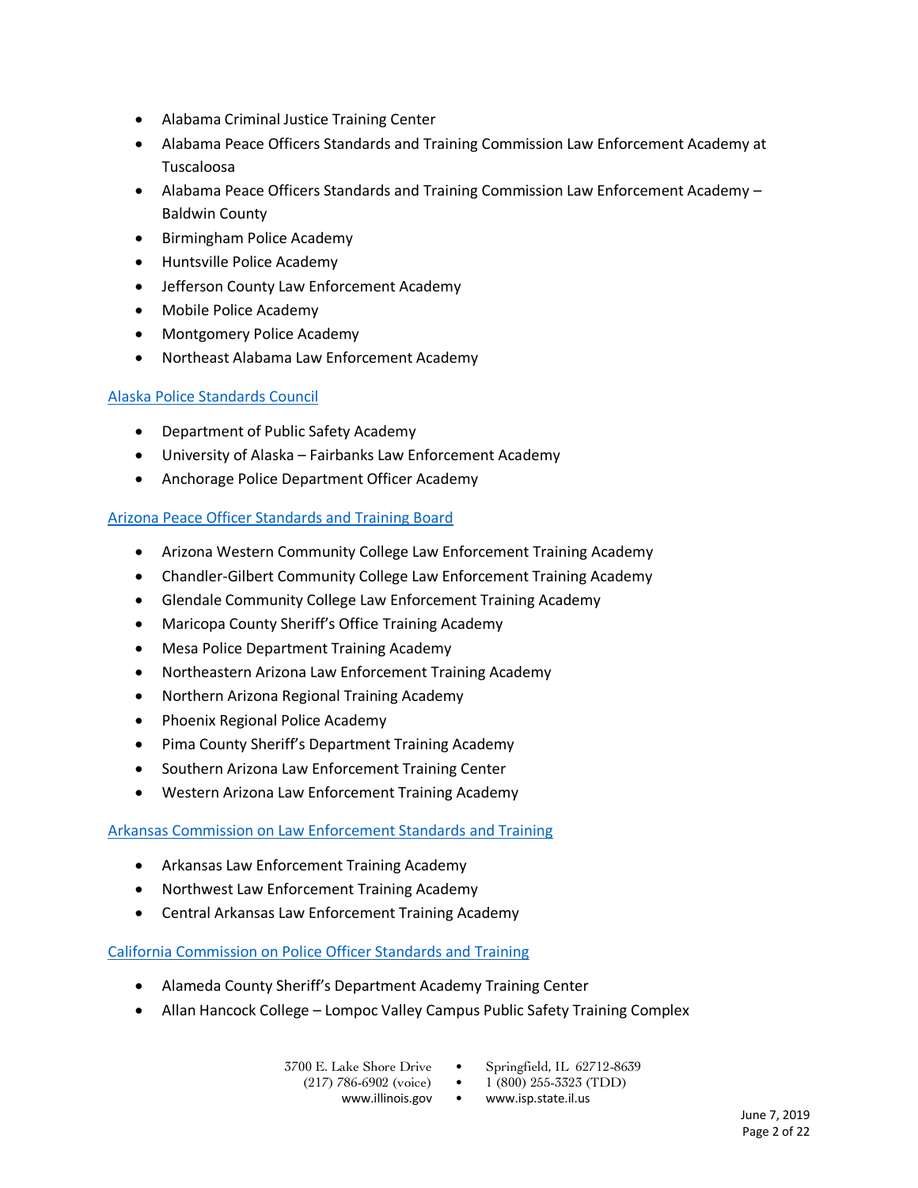- Alabama Criminal Justice Training Center
- Alabama Peace Officers Standards and Training Commission Law Enforcement Academy at Tuscaloosa
- Alabama Peace Officers Standards and Training Commission Law Enforcement Academy – Baldwin County
- Birmingham Police Academy
- Huntsville Police Academy
- Jefferson County Law Enforcement Academy
- Mobile Police Academy
- Montgomery Police Academy
- Northeast Alabama Law Enforcement Academy

Alaska Police Standards Council

- Department of Public Safety Academy
- University of Alaska – Fairbanks Law Enforcement Academy
- Anchorage Police Department Officer Academy

Arizona Peace Officer Standards and Training Board

- Arizona Western Community College Law Enforcement Training Academy
- Chandler-Gilbert Community College Law Enforcement Training Academy
- Glendale Community College Law Enforcement Training Academy
- Maricopa County Sheriff's Office Training Academy
- Mesa Police Department Training Academy
- Northeastern Arizona Law Enforcement Training Academy
- Northern Arizona Regional Training Academy
- Phoenix Regional Police Academy
- Pima County Sheriff's Department Training Academy
- Southern Arizona Law Enforcement Training Center
- Western Arizona Law Enforcement Training Academy

Arkansas Commission on Law Enforcement Standards and Training

- Arkansas Law Enforcement Training Academy
- Northwest Law Enforcement Training Academy
- Central Arkansas Law Enforcement Training Academy

California Commission on Police Officer Standards and Training

- Alameda County Sheriff's Department Academy Training Center
- Allan Hancock College – Lompoc Valley Campus Public Safety Training Complex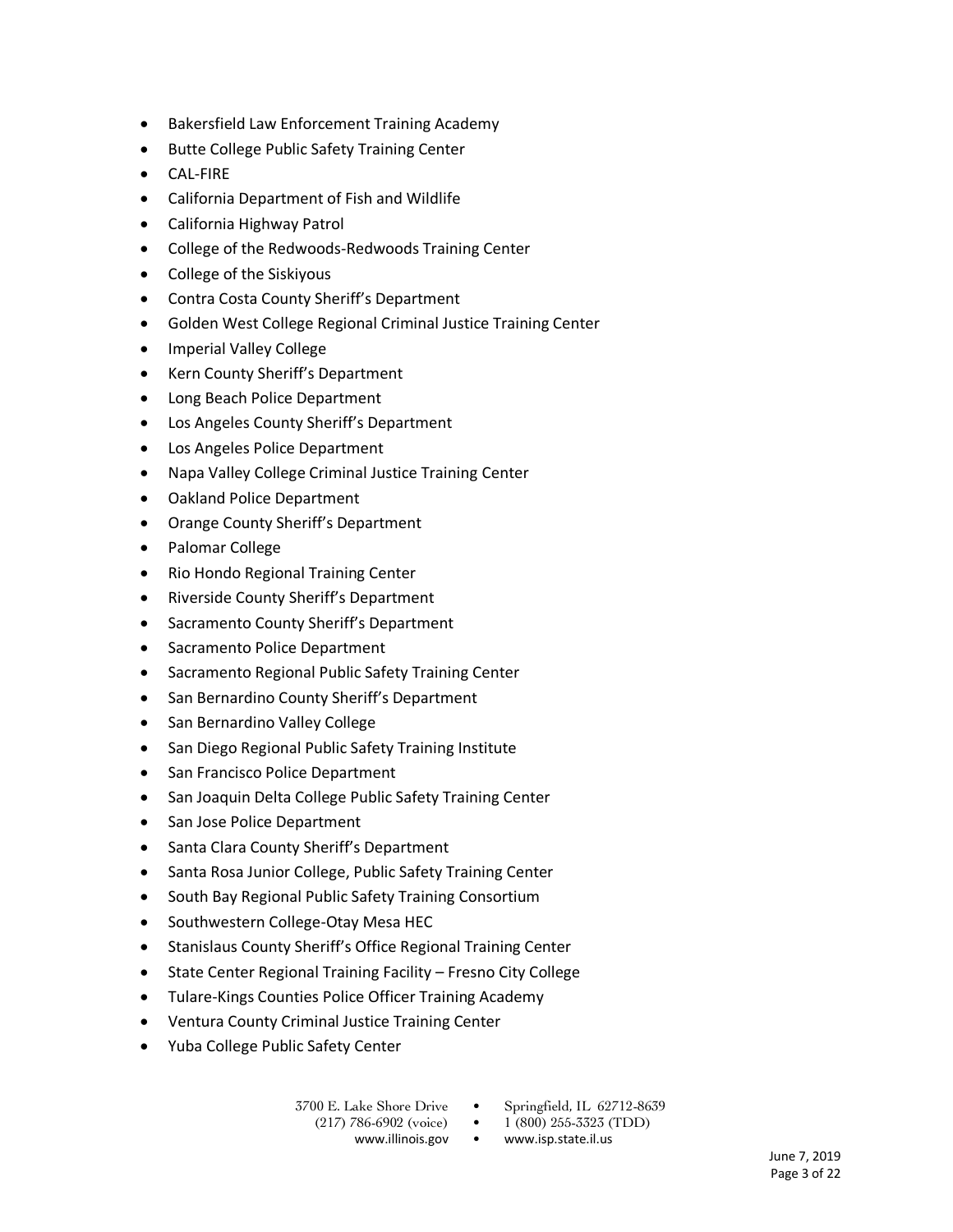- Bakersfield Law Enforcement Training Academy
- Butte College Public Safety Training Center
- CAL-FIRE
- California Department of Fish and Wildlife
- California Highway Patrol
- College of the Redwoods-Redwoods Training Center
- College of the Siskiyous
- Contra Costa County Sheriff's Department
- Golden West College Regional Criminal Justice Training Center
- Imperial Valley College
- Kern County Sheriff's Department
- Long Beach Police Department
- Los Angeles County Sheriff's Department
- Los Angeles Police Department
- Napa Valley College Criminal Justice Training Center
- Oakland Police Department
- Orange County Sheriff's Department
- Palomar College
- Rio Hondo Regional Training Center
- Riverside County Sheriff's Department
- Sacramento County Sheriff's Department
- Sacramento Police Department
- Sacramento Regional Public Safety Training Center
- San Bernardino County Sheriff's Department
- San Bernardino Valley College
- San Diego Regional Public Safety Training Institute
- San Francisco Police Department
- San Joaquin Delta College Public Safety Training Center
- San Jose Police Department
- Santa Clara County Sheriff's Department
- Santa Rosa Junior College, Public Safety Training Center
- South Bay Regional Public Safety Training Consortium
- Southwestern College-Otay Mesa HEC
- Stanislaus County Sheriff's Office Regional Training Center
- State Center Regional Training Facility – Fresno City College
- Tulare-Kings Counties Police Officer Training Academy
- Ventura County Criminal Justice Training Center
- Yuba College Public Safety Center

3700 E. Lake Shore Drive • Springfield, IL 62712-8639
(217) 786-6902 (voice) • 1 (800) 255-3323 (TDD)
www.illinois.gov • www.isp.state.il.us

June 7, 2019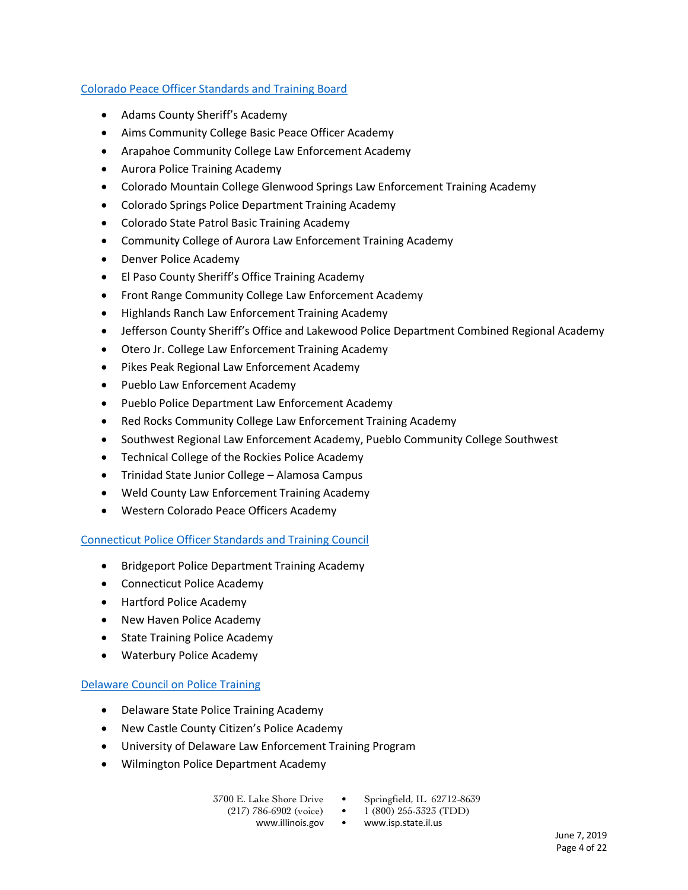[Colorado Peace Officer Standards and Training Board](#)

- Adams County Sheriff's Academy
- Aims Community College Basic Peace Officer Academy
- Arapahoe Community College Law Enforcement Academy
- Aurora Police Training Academy
- Colorado Mountain College Glenwood Springs Law Enforcement Training Academy
- Colorado Springs Police Department Training Academy
- Colorado State Patrol Basic Training Academy
- Community College of Aurora Law Enforcement Training Academy
- Denver Police Academy
- El Paso County Sheriff's Office Training Academy
- Front Range Community College Law Enforcement Academy
- Highlands Ranch Law Enforcement Training Academy
- Jefferson County Sheriff's Office and Lakewood Police Department Combined Regional Academy
- Otero Jr. College Law Enforcement Training Academy
- Pikes Peak Regional Law Enforcement Academy
- Pueblo Law Enforcement Academy
- Pueblo Police Department Law Enforcement Academy
- Red Rocks Community College Law Enforcement Training Academy
- Southwest Regional Law Enforcement Academy, Pueblo Community College Southwest
- Technical College of the Rockies Police Academy
- Trinidad State Junior College – Alamosa Campus
- Weld County Law Enforcement Training Academy
- Western Colorado Peace Officers Academy

[Connecticut Police Officer Standards and Training Council](#)

- Bridgeport Police Department Training Academy
- Connecticut Police Academy
- Hartford Police Academy
- New Haven Police Academy
- State Training Police Academy
- Waterbury Police Academy

[Delaware Council on Police Training](#)

- Delaware State Police Training Academy
- New Castle County Citizen's Police Academy
- University of Delaware Law Enforcement Training Program
- Wilmington Police Department Academy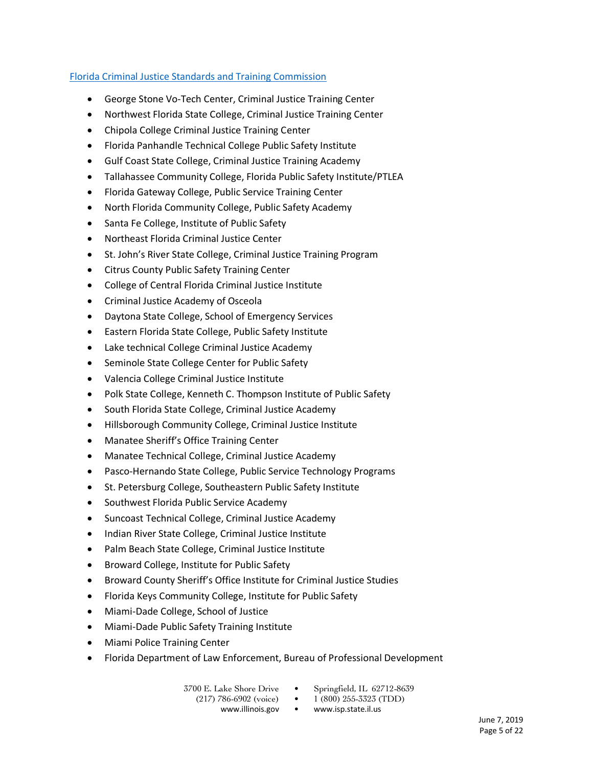[Florida Criminal Justice Standards and Training Commission]

- George Stone Vo-Tech Center, Criminal Justice Training Center
- Northwest Florida State College, Criminal Justice Training Center
- Chipola College Criminal Justice Training Center
- Florida Panhandle Technical College Public Safety Institute
- Gulf Coast State College, Criminal Justice Training Academy
- Tallahassee Community College, Florida Public Safety Institute/PTLEA
- Florida Gateway College, Public Service Training Center
- North Florida Community College, Public Safety Academy
- Santa Fe College, Institute of Public Safety
- Northeast Florida Criminal Justice Center
- St. John's River State College, Criminal Justice Training Program
- Citrus County Public Safety Training Center
- College of Central Florida Criminal Justice Institute
- Criminal Justice Academy of Osceola
- Daytona State College, School of Emergency Services
- Eastern Florida State College, Public Safety Institute
- Lake technical College Criminal Justice Academy
- Seminole State College Center for Public Safety
- Valencia College Criminal Justice Institute
- Polk State College, Kenneth C. Thompson Institute of Public Safety
- South Florida State College, Criminal Justice Academy
- Hillsborough Community College, Criminal Justice Institute
- Manatee Sheriff's Office Training Center
- Manatee Technical College, Criminal Justice Academy
- Pasco-Hernando State College, Public Service Technology Programs
- St. Petersburg College, Southeastern Public Safety Institute
- Southwest Florida Public Service Academy
- Suncoast Technical College, Criminal Justice Academy
- Indian River State College, Criminal Justice Institute
- Palm Beach State College, Criminal Justice Institute
- Broward College, Institute for Public Safety
- Broward County Sheriff's Office Institute for Criminal Justice Studies
- Florida Keys Community College, Institute for Public Safety
- Miami-Dade College, School of Justice
- Miami-Dade Public Safety Training Institute
- Miami Police Training Center
- Florida Department of Law Enforcement, Bureau of Professional Development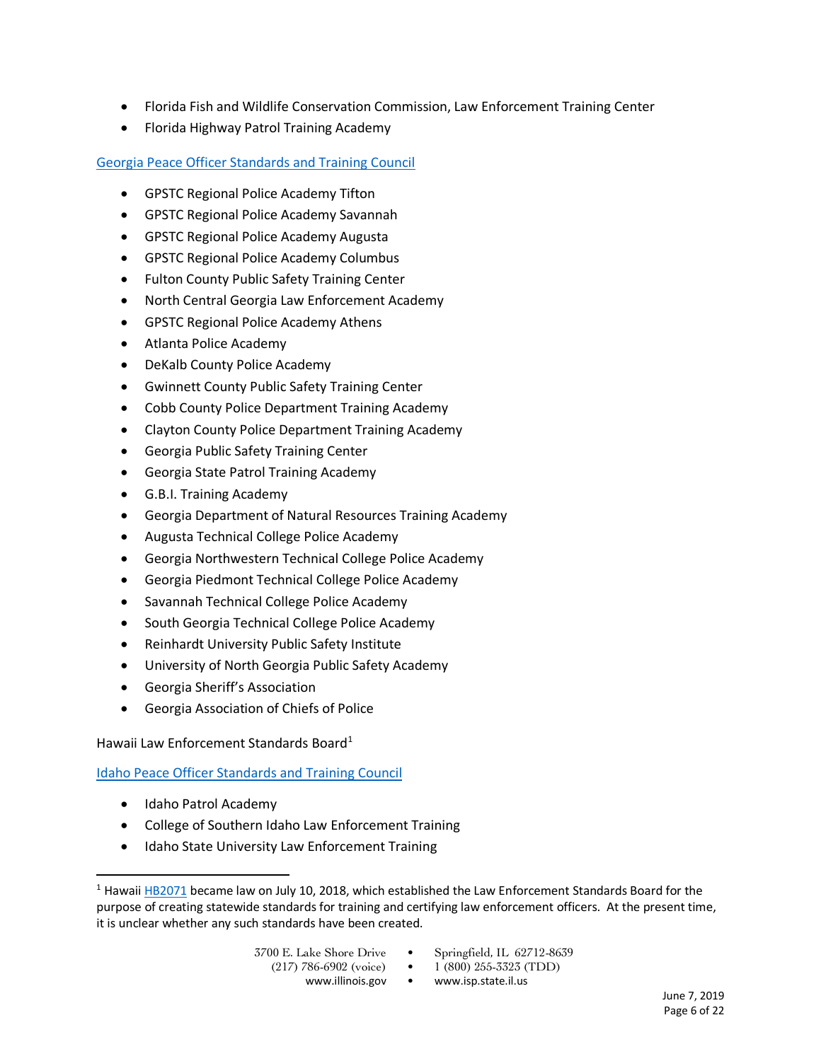- Florida Fish and Wildlife Conservation Commission, Law Enforcement Training Center
- Florida Highway Patrol Training Academy

Georgia Peace Officer Standards and Training Council

- GPSTC Regional Police Academy Tifton
- GPSTC Regional Police Academy Savannah
- GPSTC Regional Police Academy Augusta
- GPSTC Regional Police Academy Columbus
- Fulton County Public Safety Training Center
- North Central Georgia Law Enforcement Academy
- GPSTC Regional Police Academy Athens
- Atlanta Police Academy
- DeKalb County Police Academy
- Gwinnett County Public Safety Training Center
- Cobb County Police Department Training Academy
- Clayton County Police Department Training Academy
- Georgia Public Safety Training Center
- Georgia State Patrol Training Academy
- G.B.I. Training Academy
- Georgia Department of Natural Resources Training Academy
- Augusta Technical College Police Academy
- Georgia Northwestern Technical College Police Academy
- Georgia Piedmont Technical College Police Academy
- Savannah Technical College Police Academy
- South Georgia Technical College Police Academy
- Reinhardt University Public Safety Institute
- University of North Georgia Public Safety Academy
- Georgia Sheriff's Association
- Georgia Association of Chiefs of Police

Hawaii Law Enforcement Standards Board[1]

Idaho Peace Officer Standards and Training Council

- Idaho Patrol Academy
- College of Southern Idaho Law Enforcement Training
- Idaho State University Law Enforcement Training

[1] Hawaii HB2071 became law on July 10, 2018, which established the Law Enforcement Standards Board for the purpose of creating statewide standards for training and certifying law enforcement officers. At the present time, it is unclear whether any such standards have been created.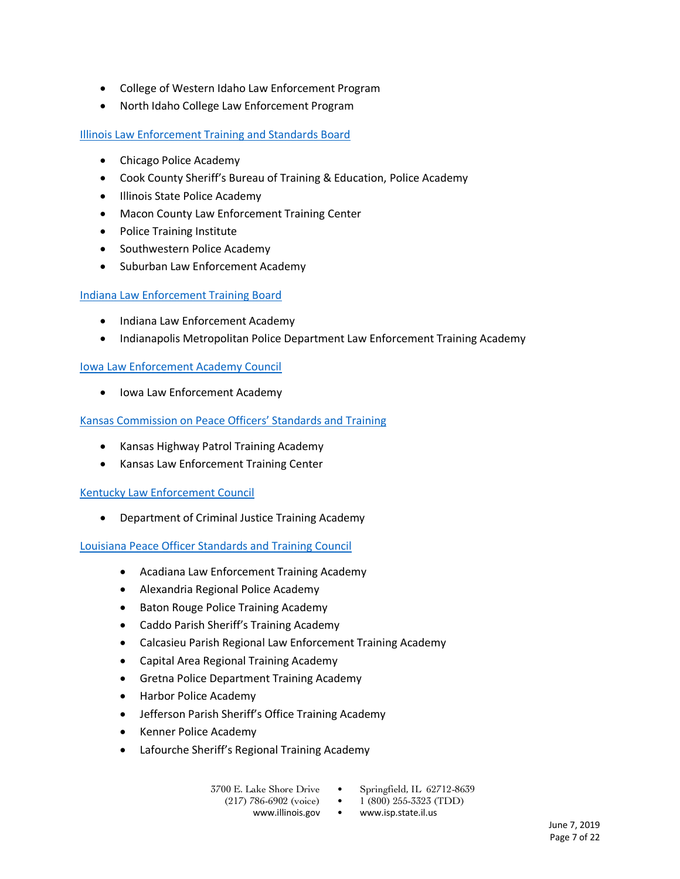- College of Western Idaho Law Enforcement Program
- North Idaho College Law Enforcement Program

Illinois Law Enforcement Training and Standards Board

- Chicago Police Academy
- Cook County Sheriff's Bureau of Training & Education, Police Academy
- Illinois State Police Academy
- Macon County Law Enforcement Training Center
- Police Training Institute
- Southwestern Police Academy
- Suburban Law Enforcement Academy

Indiana Law Enforcement Training Board

- Indiana Law Enforcement Academy
- Indianapolis Metropolitan Police Department Law Enforcement Training Academy

Iowa Law Enforcement Academy Council

- Iowa Law Enforcement Academy

Kansas Commission on Peace Officers' Standards and Training

- Kansas Highway Patrol Training Academy
- Kansas Law Enforcement Training Center

Kentucky Law Enforcement Council

- Department of Criminal Justice Training Academy

Louisiana Peace Officer Standards and Training Council

- Acadiana Law Enforcement Training Academy
- Alexandria Regional Police Academy
- Baton Rouge Police Training Academy
- Caddo Parish Sheriff's Training Academy
- Calcasieu Parish Regional Law Enforcement Training Academy
- Capital Area Regional Training Academy
- Gretna Police Department Training Academy
- Harbor Police Academy
- Jefferson Parish Sheriff's Office Training Academy
- Kenner Police Academy
- Lafourche Sheriff's Regional Training Academy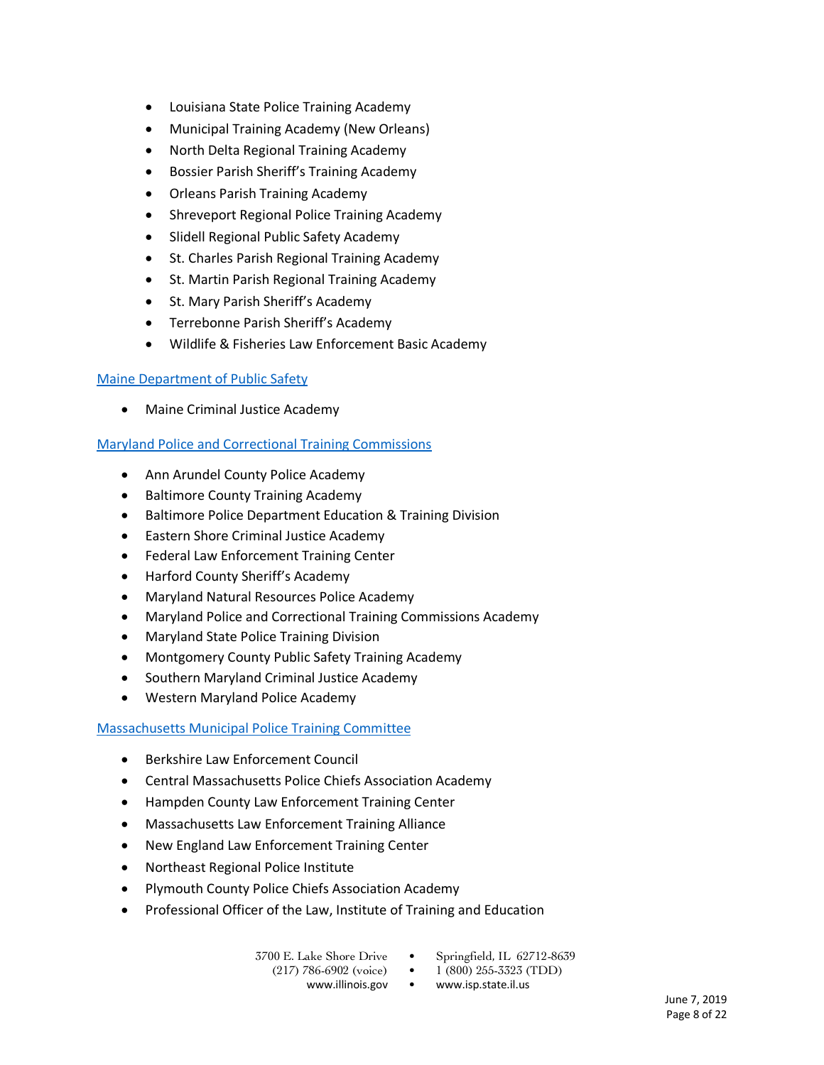- Louisiana State Police Training Academy
- Municipal Training Academy (New Orleans)
- North Delta Regional Training Academy
- Bossier Parish Sheriff's Training Academy
- Orleans Parish Training Academy
- Shreveport Regional Police Training Academy
- Slidell Regional Public Safety Academy
- St. Charles Parish Regional Training Academy
- St. Martin Parish Regional Training Academy
- St. Mary Parish Sheriff's Academy
- Terrebonne Parish Sheriff's Academy
- Wildlife & Fisheries Law Enforcement Basic Academy

Maine Department of Public Safety

- Maine Criminal Justice Academy

Maryland Police and Correctional Training Commissions

- Ann Arundel County Police Academy
- Baltimore County Training Academy
- Baltimore Police Department Education & Training Division
- Eastern Shore Criminal Justice Academy
- Federal Law Enforcement Training Center
- Harford County Sheriff's Academy
- Maryland Natural Resources Police Academy
- Maryland Police and Correctional Training Commissions Academy
- Maryland State Police Training Division
- Montgomery County Public Safety Training Academy
- Southern Maryland Criminal Justice Academy
- Western Maryland Police Academy

Massachusetts Municipal Police Training Committee

- Berkshire Law Enforcement Council
- Central Massachusetts Police Chiefs Association Academy
- Hampden County Law Enforcement Training Center
- Massachusetts Law Enforcement Training Alliance
- New England Law Enforcement Training Center
- Northeast Regional Police Institute
- Plymouth County Police Chiefs Association Academy
- Professional Officer of the Law, Institute of Training and Education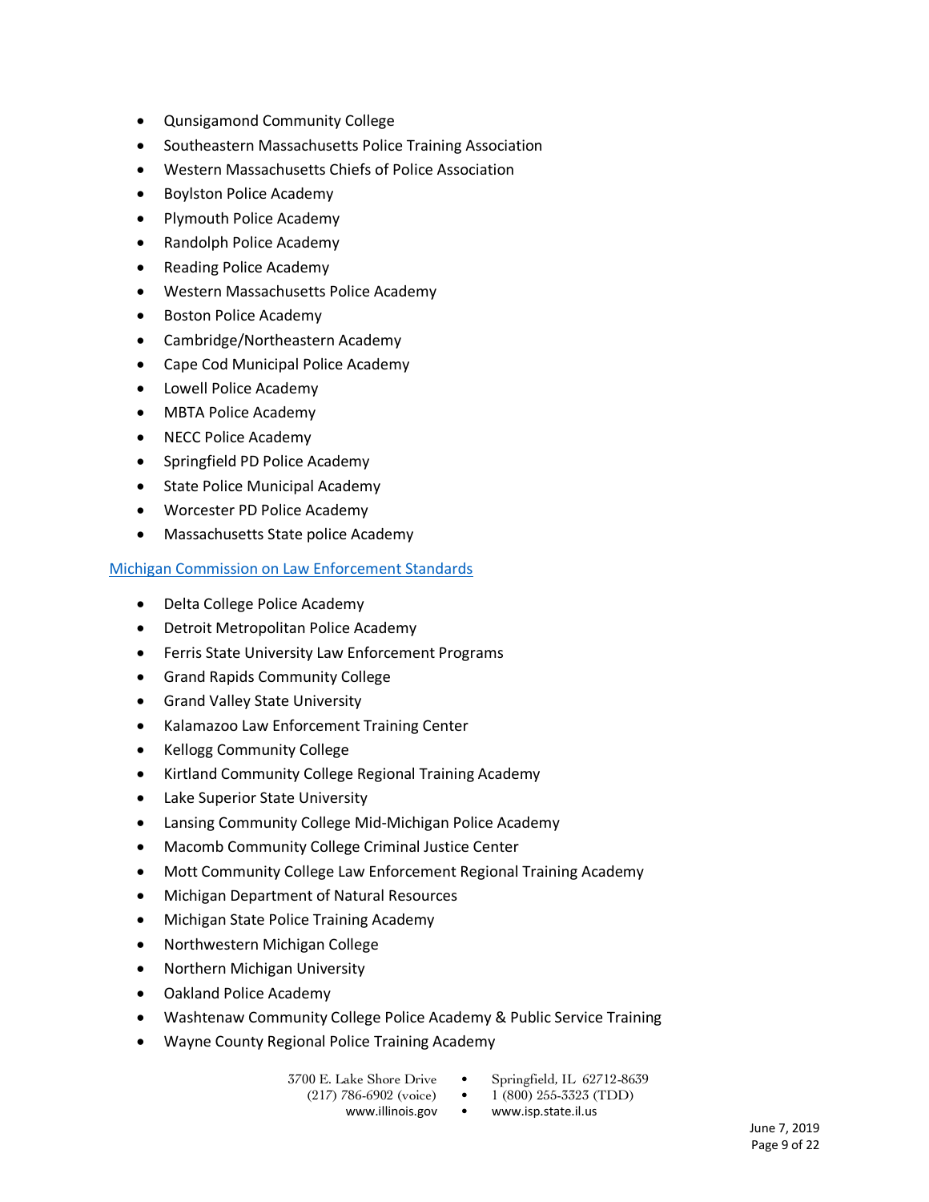- Qunsigamond Community College
- Southeastern Massachusetts Police Training Association
- Western Massachusetts Chiefs of Police Association
- Boylston Police Academy
- Plymouth Police Academy
- Randolph Police Academy
- Reading Police Academy
- Western Massachusetts Police Academy
- Boston Police Academy
- Cambridge/Northeastern Academy
- Cape Cod Municipal Police Academy
- Lowell Police Academy
- MBTA Police Academy
- NECC Police Academy
- Springfield PD Police Academy
- State Police Municipal Academy
- Worcester PD Police Academy
- Massachusetts State police Academy

Michigan Commission on Law Enforcement Standards

- Delta College Police Academy
- Detroit Metropolitan Police Academy
- Ferris State University Law Enforcement Programs
- Grand Rapids Community College
- Grand Valley State University
- Kalamazoo Law Enforcement Training Center
- Kellogg Community College
- Kirtland Community College Regional Training Academy
- Lake Superior State University
- Lansing Community College Mid-Michigan Police Academy
- Macomb Community College Criminal Justice Center
- Mott Community College Law Enforcement Regional Training Academy
- Michigan Department of Natural Resources
- Michigan State Police Training Academy
- Northwestern Michigan College
- Northern Michigan University
- Oakland Police Academy
- Washtenaw Community College Police Academy & Public Service Training
- Wayne County Regional Police Training Academy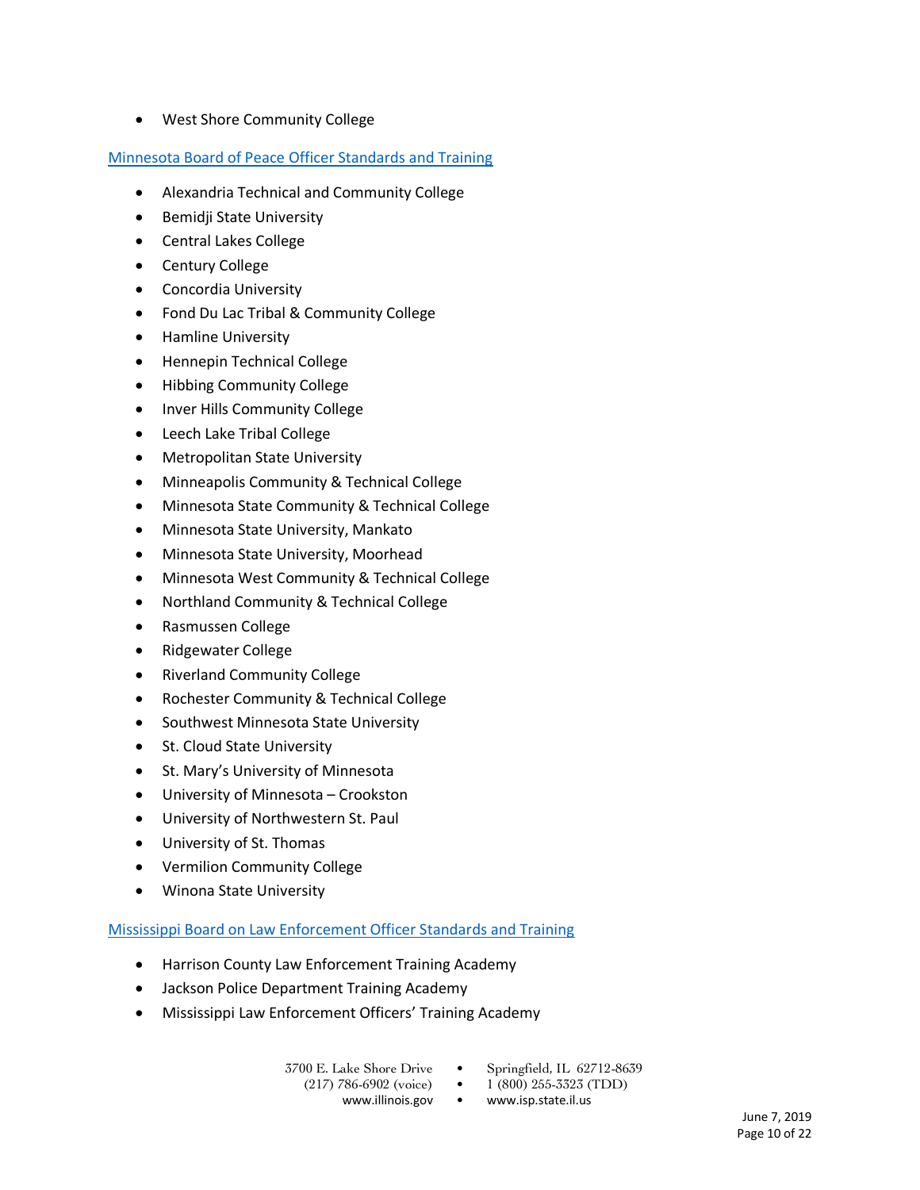- West Shore Community College

[Minnesota Board of Peace Officer Standards and Training]

- Alexandria Technical and Community College
- Bemidji State University
- Central Lakes College
- Century College
- Concordia University
- Fond Du Lac Tribal & Community College
- Hamline University
- Hennepin Technical College
- Hibbing Community College
- Inver Hills Community College
- Leech Lake Tribal College
- Metropolitan State University
- Minneapolis Community & Technical College
- Minnesota State Community & Technical College
- Minnesota State University, Mankato
- Minnesota State University, Moorhead
- Minnesota West Community & Technical College
- Northland Community & Technical College
- Rasmussen College
- Ridgewater College
- Riverland Community College
- Rochester Community & Technical College
- Southwest Minnesota State University
- St. Cloud State University
- St. Mary's University of Minnesota
- University of Minnesota – Crookston
- University of Northwestern St. Paul
- University of St. Thomas
- Vermilion Community College
- Winona State University

[Mississippi Board on Law Enforcement Officer Standards and Training]

- Harrison County Law Enforcement Training Academy
- Jackson Police Department Training Academy
- Mississippi Law Enforcement Officers' Training Academy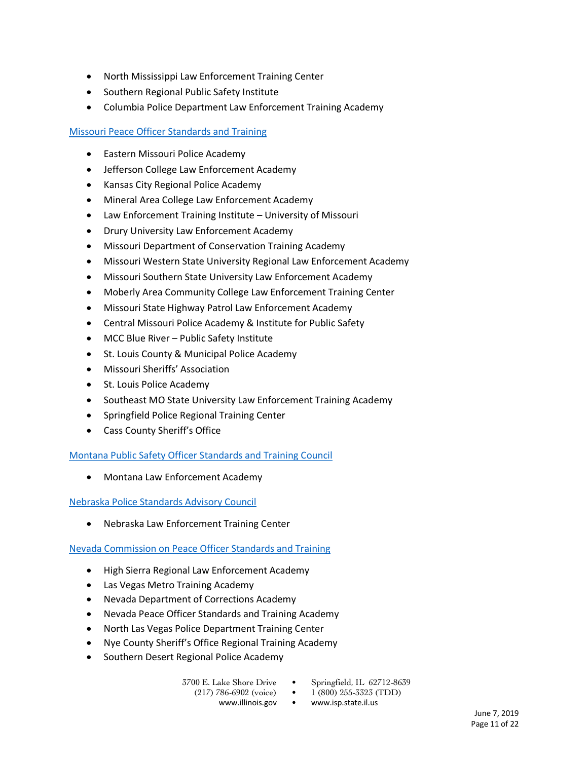- North Mississippi Law Enforcement Training Center
- Southern Regional Public Safety Institute
- Columbia Police Department Law Enforcement Training Academy

Missouri Peace Officer Standards and Training

- Eastern Missouri Police Academy
- Jefferson College Law Enforcement Academy
- Kansas City Regional Police Academy
- Mineral Area College Law Enforcement Academy
- Law Enforcement Training Institute – University of Missouri
- Drury University Law Enforcement Academy
- Missouri Department of Conservation Training Academy
- Missouri Western State University Regional Law Enforcement Academy
- Missouri Southern State University Law Enforcement Academy
- Moberly Area Community College Law Enforcement Training Center
- Missouri State Highway Patrol Law Enforcement Academy
- Central Missouri Police Academy & Institute for Public Safety
- MCC Blue River – Public Safety Institute
- St. Louis County & Municipal Police Academy
- Missouri Sheriffs' Association
- St. Louis Police Academy
- Southeast MO State University Law Enforcement Training Academy
- Springfield Police Regional Training Center
- Cass County Sheriff's Office

Montana Public Safety Officer Standards and Training Council

- Montana Law Enforcement Academy

Nebraska Police Standards Advisory Council

- Nebraska Law Enforcement Training Center

Nevada Commission on Peace Officer Standards and Training

- High Sierra Regional Law Enforcement Academy
- Las Vegas Metro Training Academy
- Nevada Department of Corrections Academy
- Nevada Peace Officer Standards and Training Academy
- North Las Vegas Police Department Training Center
- Nye County Sheriff's Office Regional Training Academy
- Southern Desert Regional Police Academy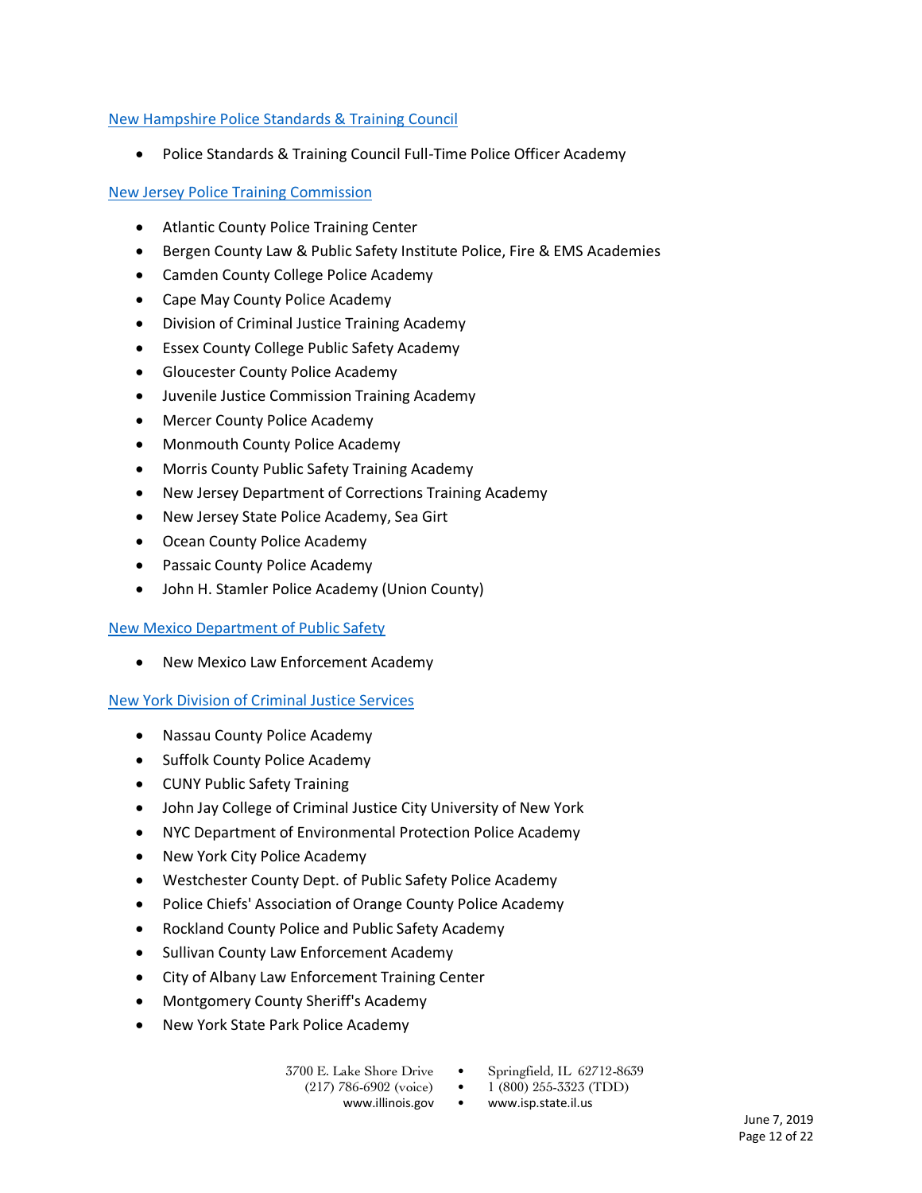[New Hampshire Police Standards & Training Council]

- Police Standards & Training Council Full-Time Police Officer Academy

[New Jersey Police Training Commission]

- Atlantic County Police Training Center
- Bergen County Law & Public Safety Institute Police, Fire & EMS Academies
- Camden County College Police Academy
- Cape May County Police Academy
- Division of Criminal Justice Training Academy
- Essex County College Public Safety Academy
- Gloucester County Police Academy
- Juvenile Justice Commission Training Academy
- Mercer County Police Academy
- Monmouth County Police Academy
- Morris County Public Safety Training Academy
- New Jersey Department of Corrections Training Academy
- New Jersey State Police Academy, Sea Girt
- Ocean County Police Academy
- Passaic County Police Academy
- John H. Stamler Police Academy (Union County)

[New Mexico Department of Public Safety]

- New Mexico Law Enforcement Academy

[New York Division of Criminal Justice Services]

- Nassau County Police Academy
- Suffolk County Police Academy
- CUNY Public Safety Training
- John Jay College of Criminal Justice City University of New York
- NYC Department of Environmental Protection Police Academy
- New York City Police Academy
- Westchester County Dept. of Public Safety Police Academy
- Police Chiefs' Association of Orange County Police Academy
- Rockland County Police and Public Safety Academy
- Sullivan County Law Enforcement Academy
- City of Albany Law Enforcement Training Center
- Montgomery County Sheriff's Academy
- New York State Park Police Academy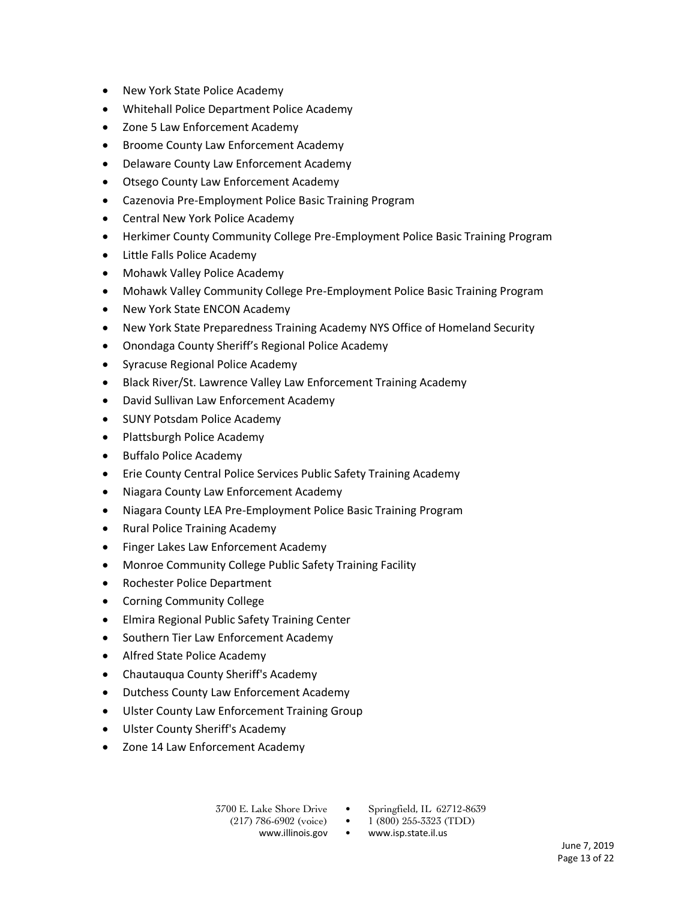- New York State Police Academy
- Whitehall Police Department Police Academy
- Zone 5 Law Enforcement Academy
- Broome County Law Enforcement Academy
- Delaware County Law Enforcement Academy
- Otsego County Law Enforcement Academy
- Cazenovia Pre-Employment Police Basic Training Program
- Central New York Police Academy
- Herkimer County Community College Pre-Employment Police Basic Training Program
- Little Falls Police Academy
- Mohawk Valley Police Academy
- Mohawk Valley Community College Pre-Employment Police Basic Training Program
- New York State ENCON Academy
- New York State Preparedness Training Academy NYS Office of Homeland Security
- Onondaga County Sheriff's Regional Police Academy
- Syracuse Regional Police Academy
- Black River/St. Lawrence Valley Law Enforcement Training Academy
- David Sullivan Law Enforcement Academy
- SUNY Potsdam Police Academy
- Plattsburgh Police Academy
- Buffalo Police Academy
- Erie County Central Police Services Public Safety Training Academy
- Niagara County Law Enforcement Academy
- Niagara County LEA Pre-Employment Police Basic Training Program
- Rural Police Training Academy
- Finger Lakes Law Enforcement Academy
- Monroe Community College Public Safety Training Facility
- Rochester Police Department
- Corning Community College
- Elmira Regional Public Safety Training Center
- Southern Tier Law Enforcement Academy
- Alfred State Police Academy
- Chautauqua County Sheriff's Academy
- Dutchess County Law Enforcement Academy
- Ulster County Law Enforcement Training Group
- Ulster County Sheriff's Academy
- Zone 14 Law Enforcement Academy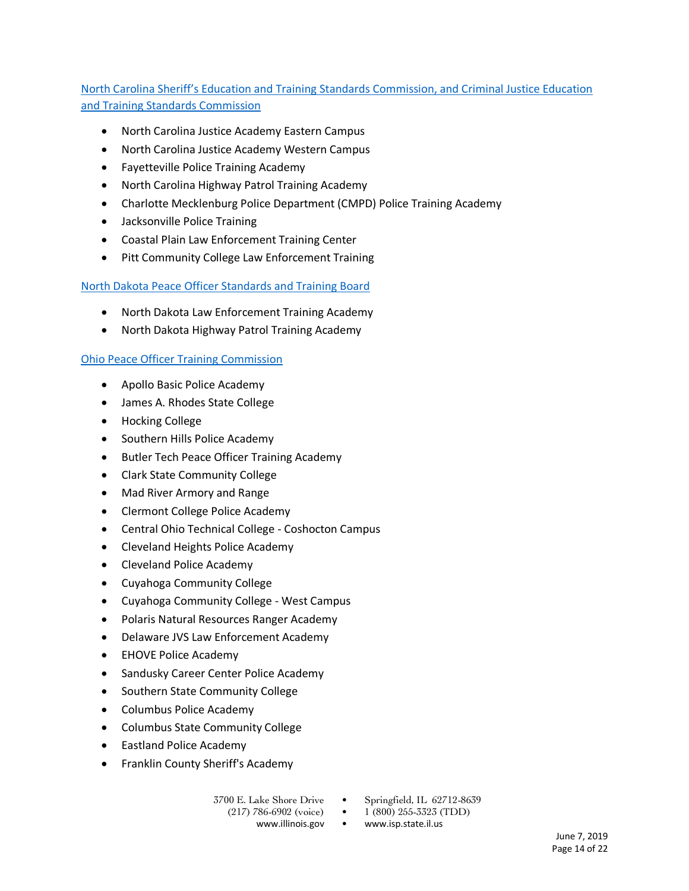[North Carolina Sheriff's Education and Training Standards Commission, and Criminal Justice Education and Training Standards Commission]

- North Carolina Justice Academy Eastern Campus
- North Carolina Justice Academy Western Campus
- Fayetteville Police Training Academy
- North Carolina Highway Patrol Training Academy
- Charlotte Mecklenburg Police Department (CMPD) Police Training Academy
- Jacksonville Police Training
- Coastal Plain Law Enforcement Training Center
- Pitt Community College Law Enforcement Training

[North Dakota Peace Officer Standards and Training Board]

- North Dakota Law Enforcement Training Academy
- North Dakota Highway Patrol Training Academy

[Ohio Peace Officer Training Commission]

- Apollo Basic Police Academy
- James A. Rhodes State College
- Hocking College
- Southern Hills Police Academy
- Butler Tech Peace Officer Training Academy
- Clark State Community College
- Mad River Armory and Range
- Clermont College Police Academy
- Central Ohio Technical College - Coshocton Campus
- Cleveland Heights Police Academy
- Cleveland Police Academy
- Cuyahoga Community College
- Cuyahoga Community College - West Campus
- Polaris Natural Resources Ranger Academy
- Delaware JVS Law Enforcement Academy
- EHOVE Police Academy
- Sandusky Career Center Police Academy
- Southern State Community College
- Columbus Police Academy
- Columbus State Community College
- Eastland Police Academy
- Franklin County Sheriff's Academy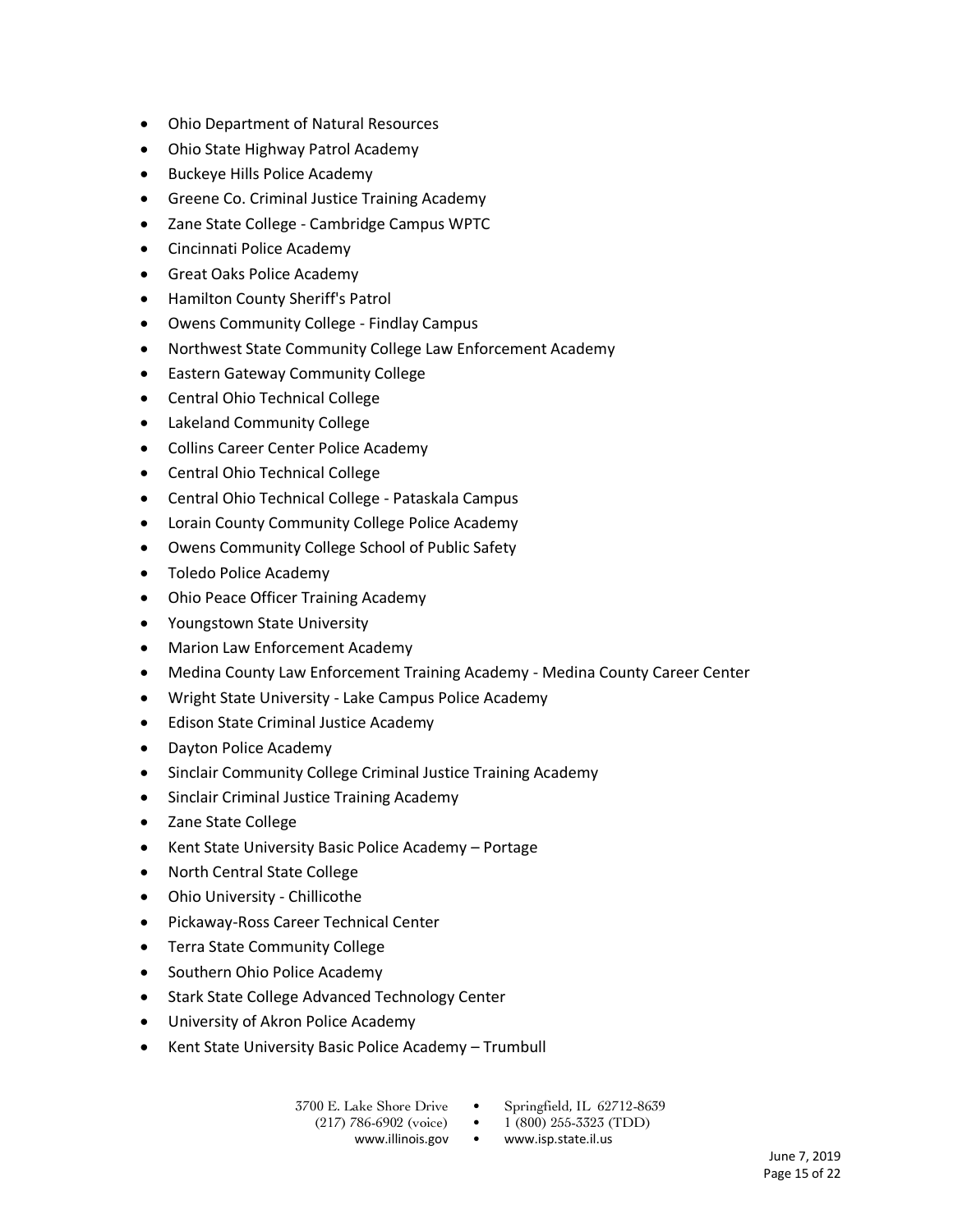- Ohio Department of Natural Resources
- Ohio State Highway Patrol Academy
- Buckeye Hills Police Academy
- Greene Co. Criminal Justice Training Academy
- Zane State College - Cambridge Campus WPTC
- Cincinnati Police Academy
- Great Oaks Police Academy
- Hamilton County Sheriff's Patrol
- Owens Community College - Findlay Campus
- Northwest State Community College Law Enforcement Academy
- Eastern Gateway Community College
- Central Ohio Technical College
- Lakeland Community College
- Collins Career Center Police Academy
- Central Ohio Technical College
- Central Ohio Technical College - Pataskala Campus
- Lorain County Community College Police Academy
- Owens Community College School of Public Safety
- Toledo Police Academy
- Ohio Peace Officer Training Academy
- Youngstown State University
- Marion Law Enforcement Academy
- Medina County Law Enforcement Training Academy - Medina County Career Center
- Wright State University - Lake Campus Police Academy
- Edison State Criminal Justice Academy
- Dayton Police Academy
- Sinclair Community College Criminal Justice Training Academy
- Sinclair Criminal Justice Training Academy
- Zane State College
- Kent State University Basic Police Academy – Portage
- North Central State College
- Ohio University - Chillicothe
- Pickaway-Ross Career Technical Center
- Terra State Community College
- Southern Ohio Police Academy
- Stark State College Advanced Technology Center
- University of Akron Police Academy
- Kent State University Basic Police Academy – Trumbull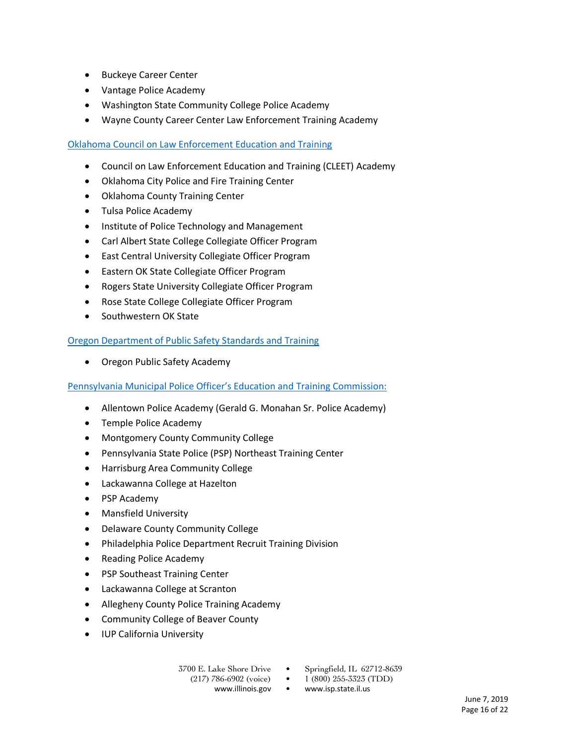- Buckeye Career Center
- Vantage Police Academy
- Washington State Community College Police Academy
- Wayne County Career Center Law Enforcement Training Academy

Oklahoma Council on Law Enforcement Education and Training

- Council on Law Enforcement Education and Training (CLEET) Academy
- Oklahoma City Police and Fire Training Center
- Oklahoma County Training Center
- Tulsa Police Academy
- Institute of Police Technology and Management
- Carl Albert State College Collegiate Officer Program
- East Central University Collegiate Officer Program
- Eastern OK State Collegiate Officer Program
- Rogers State University Collegiate Officer Program
- Rose State College Collegiate Officer Program
- Southwestern OK State

Oregon Department of Public Safety Standards and Training

- Oregon Public Safety Academy

Pennsylvania Municipal Police Officer's Education and Training Commission:

- Allentown Police Academy (Gerald G. Monahan Sr. Police Academy)
- Temple Police Academy
- Montgomery County Community College
- Pennsylvania State Police (PSP) Northeast Training Center
- Harrisburg Area Community College
- Lackawanna College at Hazelton
- PSP Academy
- Mansfield University
- Delaware County Community College
- Philadelphia Police Department Recruit Training Division
- Reading Police Academy
- PSP Southeast Training Center
- Lackawanna College at Scranton
- Allegheny County Police Training Academy
- Community College of Beaver County
- IUP California University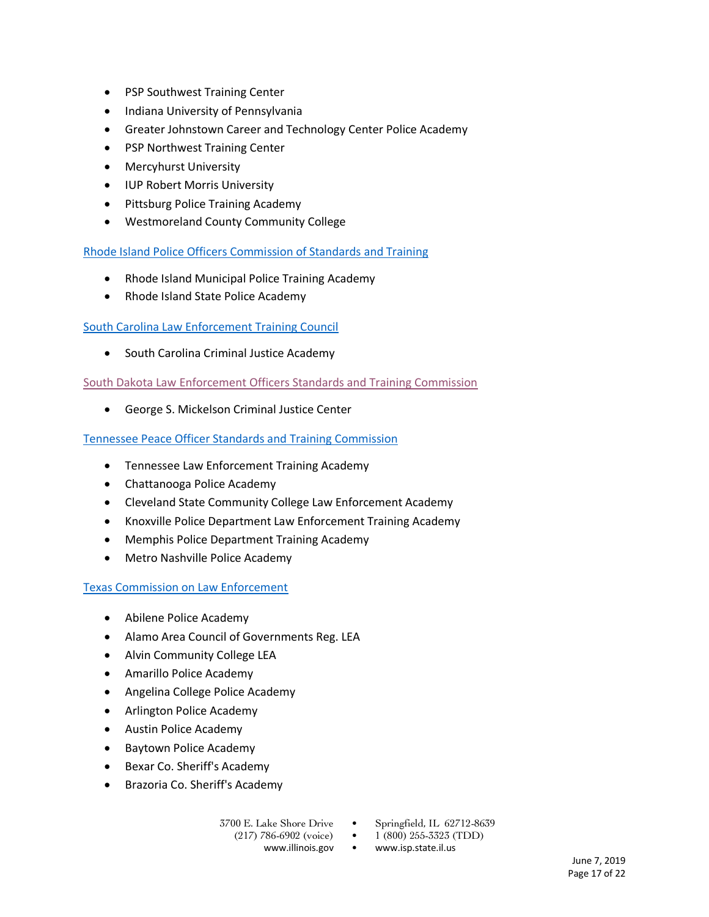- PSP Southwest Training Center
- Indiana University of Pennsylvania
- Greater Johnstown Career and Technology Center Police Academy
- PSP Northwest Training Center
- Mercyhurst University
- IUP Robert Morris University
- Pittsburg Police Training Academy
- Westmoreland County Community College

Rhode Island Police Officers Commission of Standards and Training

- Rhode Island Municipal Police Training Academy
- Rhode Island State Police Academy

South Carolina Law Enforcement Training Council

- South Carolina Criminal Justice Academy

South Dakota Law Enforcement Officers Standards and Training Commission

- George S. Mickelson Criminal Justice Center

Tennessee Peace Officer Standards and Training Commission

- Tennessee Law Enforcement Training Academy
- Chattanooga Police Academy
- Cleveland State Community College Law Enforcement Academy
- Knoxville Police Department Law Enforcement Training Academy
- Memphis Police Department Training Academy
- Metro Nashville Police Academy

Texas Commission on Law Enforcement

- Abilene Police Academy
- Alamo Area Council of Governments Reg. LEA
- Alvin Community College LEA
- Amarillo Police Academy
- Angelina College Police Academy
- Arlington Police Academy
- Austin Police Academy
- Baytown Police Academy
- Bexar Co. Sheriff's Academy
- Brazoria Co. Sheriff's Academy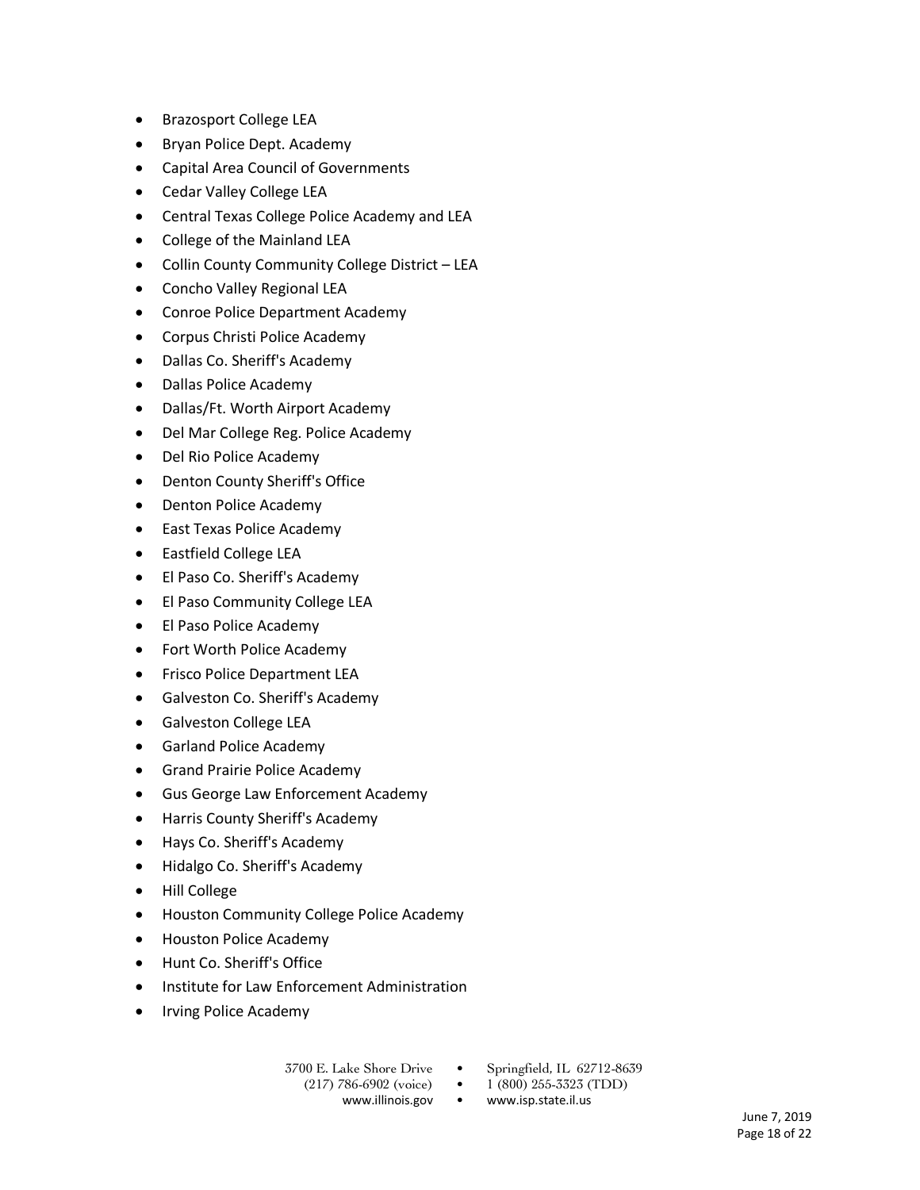- Brazosport College LEA
- Bryan Police Dept. Academy
- Capital Area Council of Governments
- Cedar Valley College LEA
- Central Texas College Police Academy and LEA
- College of the Mainland LEA
- Collin County Community College District – LEA
- Concho Valley Regional LEA
- Conroe Police Department Academy
- Corpus Christi Police Academy
- Dallas Co. Sheriff's Academy
- Dallas Police Academy
- Dallas/Ft. Worth Airport Academy
- Del Mar College Reg. Police Academy
- Del Rio Police Academy
- Denton County Sheriff's Office
- Denton Police Academy
- East Texas Police Academy
- Eastfield College LEA
- El Paso Co. Sheriff's Academy
- El Paso Community College LEA
- El Paso Police Academy
- Fort Worth Police Academy
- Frisco Police Department LEA
- Galveston Co. Sheriff's Academy
- Galveston College LEA
- Garland Police Academy
- Grand Prairie Police Academy
- Gus George Law Enforcement Academy
- Harris County Sheriff's Academy
- Hays Co. Sheriff's Academy
- Hidalgo Co. Sheriff's Academy
- Hill College
- Houston Community College Police Academy
- Houston Police Academy
- Hunt Co. Sheriff's Office
- Institute for Law Enforcement Administration
- Irving Police Academy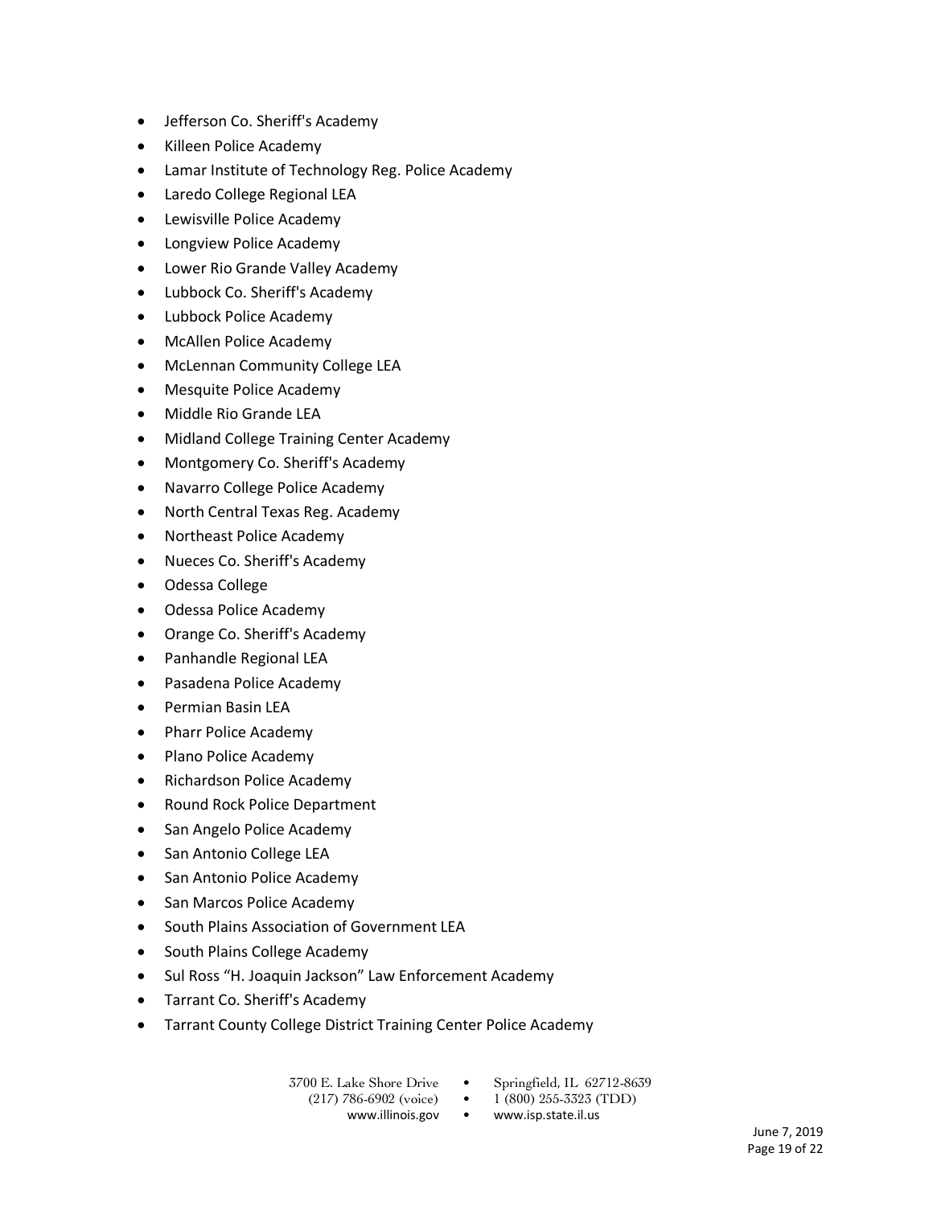- Jefferson Co. Sheriff's Academy
- Killeen Police Academy
- Lamar Institute of Technology Reg. Police Academy
- Laredo College Regional LEA
- Lewisville Police Academy
- Longview Police Academy
- Lower Rio Grande Valley Academy
- Lubbock Co. Sheriff's Academy
- Lubbock Police Academy
- McAllen Police Academy
- McLennan Community College LEA
- Mesquite Police Academy
- Middle Rio Grande LEA
- Midland College Training Center Academy
- Montgomery Co. Sheriff's Academy
- Navarro College Police Academy
- North Central Texas Reg. Academy
- Northeast Police Academy
- Nueces Co. Sheriff's Academy
- Odessa College
- Odessa Police Academy
- Orange Co. Sheriff's Academy
- Panhandle Regional LEA
- Pasadena Police Academy
- Permian Basin LEA
- Pharr Police Academy
- Plano Police Academy
- Richardson Police Academy
- Round Rock Police Department
- San Angelo Police Academy
- San Antonio College LEA
- San Antonio Police Academy
- San Marcos Police Academy
- South Plains Association of Government LEA
- South Plains College Academy
- Sul Ross “H. Joaquin Jackson” Law Enforcement Academy
- Tarrant Co. Sheriff's Academy
- Tarrant County College District Training Center Police Academy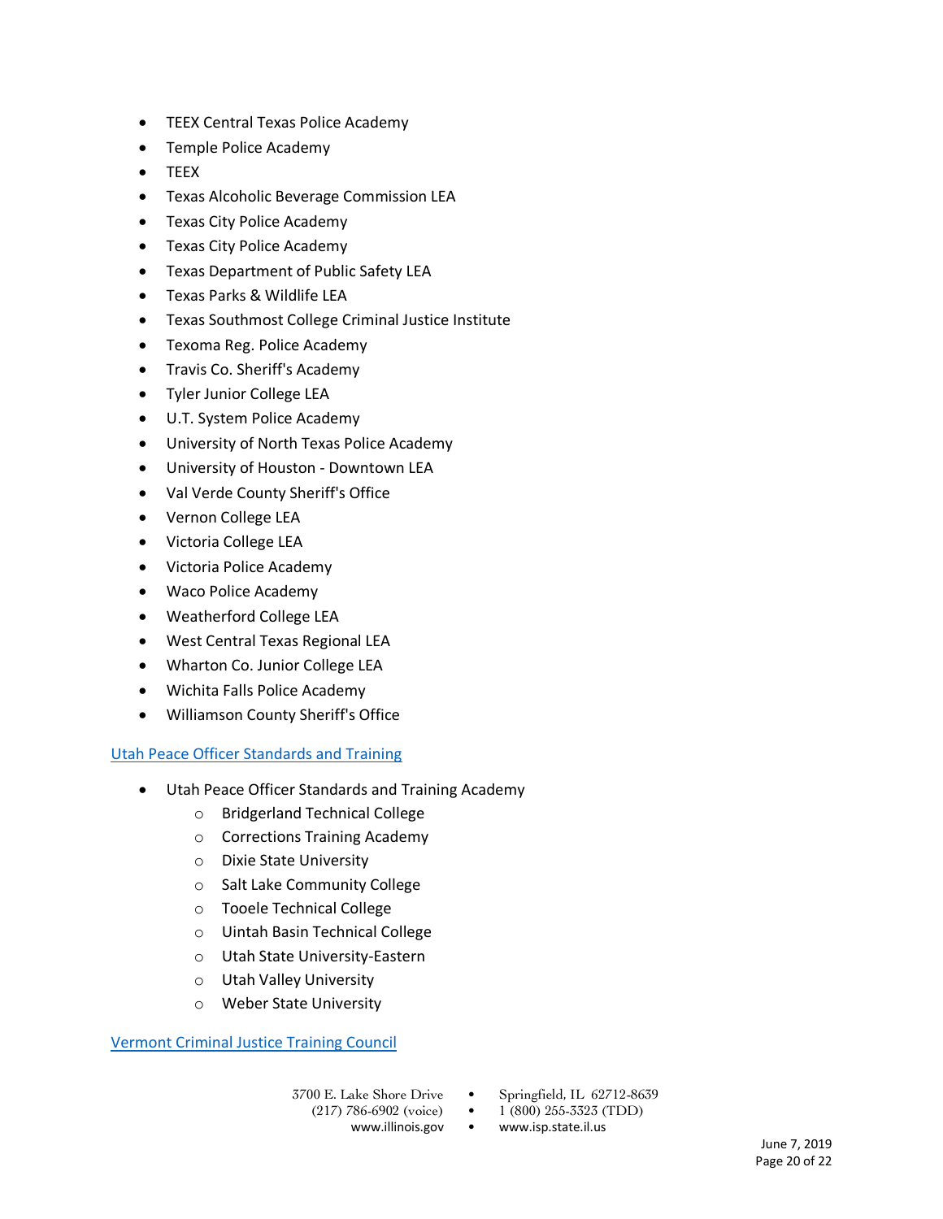- TEEX Central Texas Police Academy
- Temple Police Academy
- TEEX
- Texas Alcoholic Beverage Commission LEA
- Texas City Police Academy
- Texas City Police Academy
- Texas Department of Public Safety LEA
- Texas Parks & Wildlife LEA
- Texas Southmost College Criminal Justice Institute
- Texoma Reg. Police Academy
- Travis Co. Sheriff's Academy
- Tyler Junior College LEA
- U.T. System Police Academy
- University of North Texas Police Academy
- University of Houston - Downtown LEA
- Val Verde County Sheriff's Office
- Vernon College LEA
- Victoria College LEA
- Victoria Police Academy
- Waco Police Academy
- Weatherford College LEA
- West Central Texas Regional LEA
- Wharton Co. Junior College LEA
- Wichita Falls Police Academy
- Williamson County Sheriff's Office

Utah Peace Officer Standards and Training

- Utah Peace Officer Standards and Training Academy
    - Bridgerland Technical College
    - Corrections Training Academy
    - Dixie State University
    - Salt Lake Community College
    - Tooele Technical College
    - Uintah Basin Technical College
    - Utah State University-Eastern
    - Utah Valley University
    - Weber State University

Vermont Criminal Justice Training Council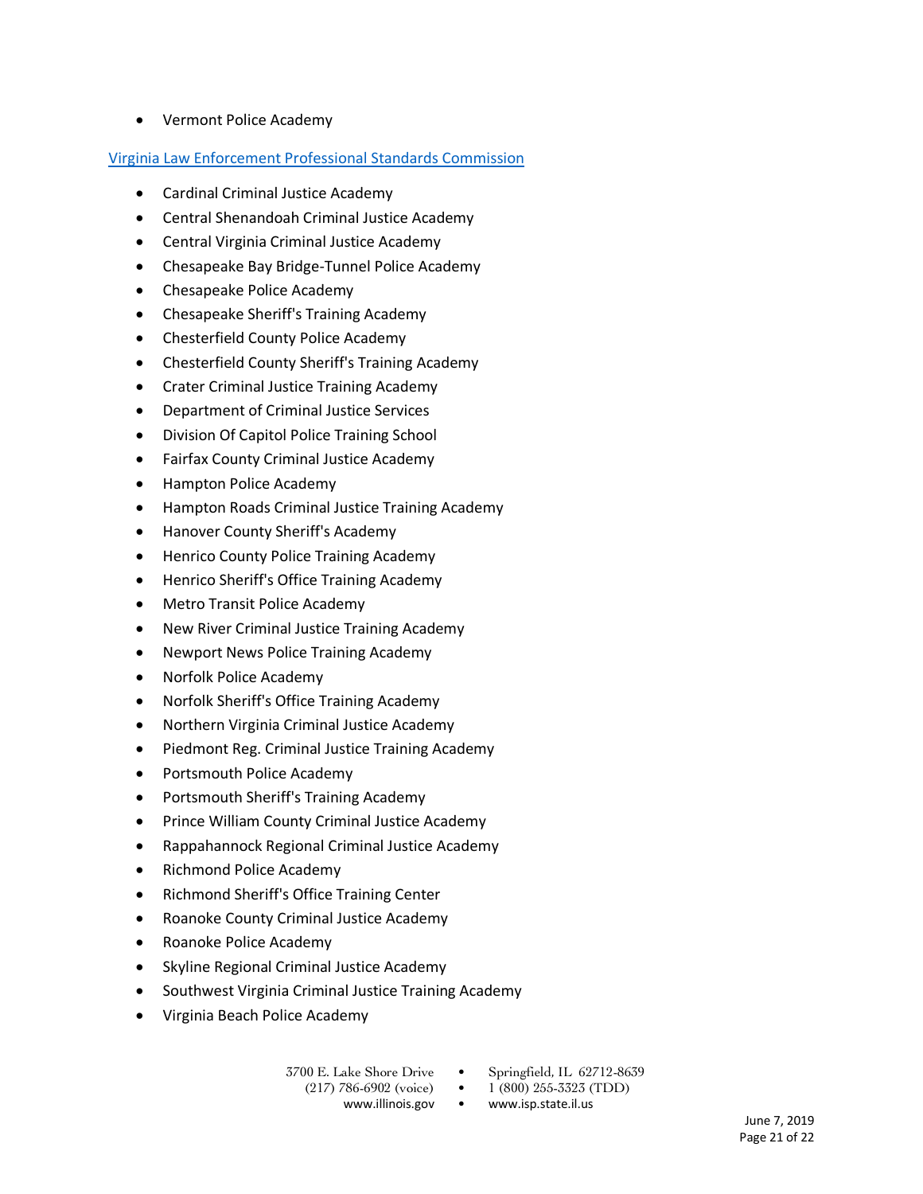- Vermont Police Academy

[Virginia Law Enforcement Professional Standards Commission]

- Cardinal Criminal Justice Academy
- Central Shenandoah Criminal Justice Academy
- Central Virginia Criminal Justice Academy
- Chesapeake Bay Bridge-Tunnel Police Academy
- Chesapeake Police Academy
- Chesapeake Sheriff's Training Academy
- Chesterfield County Police Academy
- Chesterfield County Sheriff's Training Academy
- Crater Criminal Justice Training Academy
- Department of Criminal Justice Services
- Division Of Capitol Police Training School
- Fairfax County Criminal Justice Academy
- Hampton Police Academy
- Hampton Roads Criminal Justice Training Academy
- Hanover County Sheriff's Academy
- Henrico County Police Training Academy
- Henrico Sheriff's Office Training Academy
- Metro Transit Police Academy
- New River Criminal Justice Training Academy
- Newport News Police Training Academy
- Norfolk Police Academy
- Norfolk Sheriff's Office Training Academy
- Northern Virginia Criminal Justice Academy
- Piedmont Reg. Criminal Justice Training Academy
- Portsmouth Police Academy
- Portsmouth Sheriff's Training Academy
- Prince William County Criminal Justice Academy
- Rappahannock Regional Criminal Justice Academy
- Richmond Police Academy
- Richmond Sheriff's Office Training Center
- Roanoke County Criminal Justice Academy
- Roanoke Police Academy
- Skyline Regional Criminal Justice Academy
- Southwest Virginia Criminal Justice Training Academy
- Virginia Beach Police Academy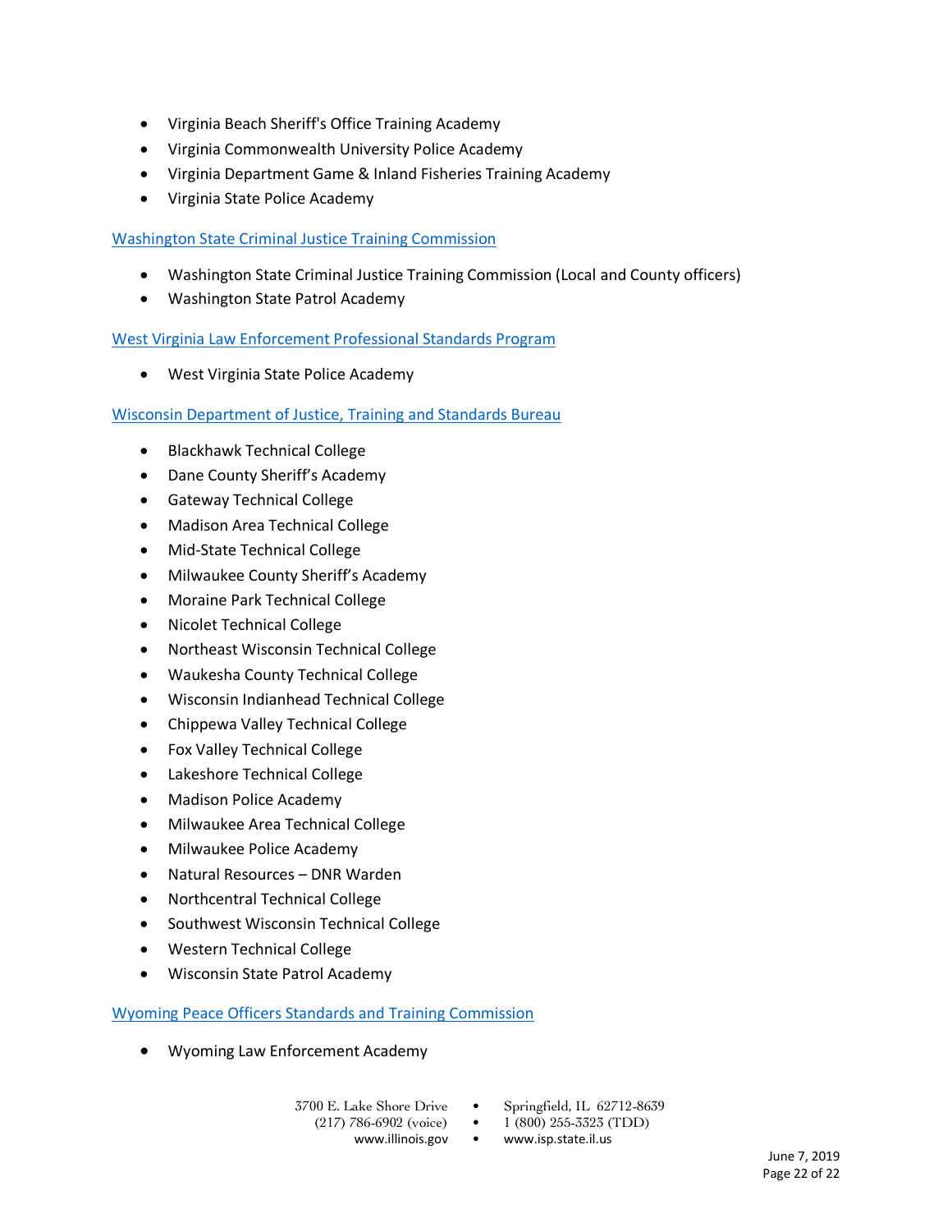- Virginia Beach Sheriff's Office Training Academy
- Virginia Commonwealth University Police Academy
- Virginia Department Game & Inland Fisheries Training Academy
- Virginia State Police Academy

Washington State Criminal Justice Training Commission

- Washington State Criminal Justice Training Commission (Local and County officers)
- Washington State Patrol Academy

West Virginia Law Enforcement Professional Standards Program

- West Virginia State Police Academy

Wisconsin Department of Justice, Training and Standards Bureau

- Blackhawk Technical College
- Dane County Sheriff's Academy
- Gateway Technical College
- Madison Area Technical College
- Mid-State Technical College
- Milwaukee County Sheriff's Academy
- Moraine Park Technical College
- Nicolet Technical College
- Northeast Wisconsin Technical College
- Waukesha County Technical College
- Wisconsin Indianhead Technical College
- Chippewa Valley Technical College
- Fox Valley Technical College
- Lakeshore Technical College
- Madison Police Academy
- Milwaukee Area Technical College
- Milwaukee Police Academy
- Natural Resources – DNR Warden
- Northcentral Technical College
- Southwest Wisconsin Technical College
- Western Technical College
- Wisconsin State Patrol Academy

Wyoming Peace Officers Standards and Training Commission

- Wyoming Law Enforcement Academy